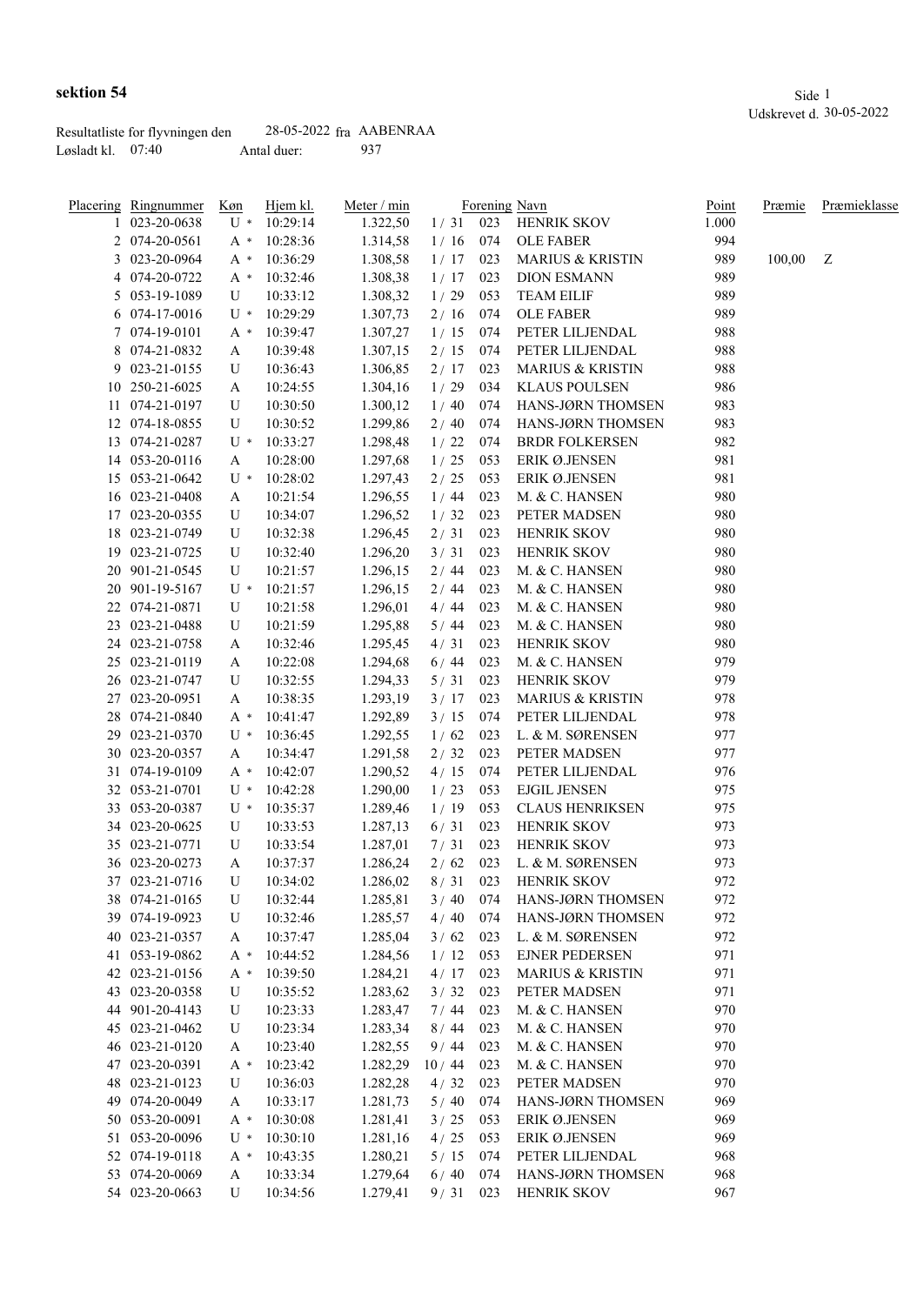**sektion 54**

Side 1
Udskrevet d. 30-05-2022

Resultatliste for flyvningen den 28-05-2022 fra AABENRAA
Løsladt kl. 07:40 Antal duer: 937

| Placering | Ringnummer | Køn | Hjem kl. | Meter / min | | Forening | Navn | Point | Præmie | Præmieklasse |
|---|---|---|---|---|---|---|---|---|---|---|
| 1 | 023-20-0638 | U * | 10:29:14 | 1.322,50 | 1 / 31 | 023 | HENRIK SKOV | 1.000 | | |
| 2 | 074-20-0561 | A * | 10:28:36 | 1.314,58 | 1 / 16 | 074 | OLE FABER | 994 | | |
| 3 | 023-20-0964 | A * | 10:36:29 | 1.308,58 | 1 / 17 | 023 | MARIUS & KRISTIN | 989 | 100,00 | Z |
| 4 | 074-20-0722 | A * | 10:32:46 | 1.308,38 | 1 / 17 | 023 | DION ESMANN | 989 | | |
| 5 | 053-19-1089 | U | 10:33:12 | 1.308,32 | 1 / 29 | 053 | TEAM EILIF | 989 | | |
| 6 | 074-17-0016 | U * | 10:29:29 | 1.307,73 | 2 / 16 | 074 | OLE FABER | 989 | | |
| 7 | 074-19-0101 | A * | 10:39:47 | 1.307,27 | 1 / 15 | 074 | PETER LILJENDAL | 988 | | |
| 8 | 074-21-0832 | A | 10:39:48 | 1.307,15 | 2 / 15 | 074 | PETER LILJENDAL | 988 | | |
| 9 | 023-21-0155 | U | 10:36:43 | 1.306,85 | 2 / 17 | 023 | MARIUS & KRISTIN | 988 | | |
| 10 | 250-21-6025 | A | 10:24:55 | 1.304,16 | 1 / 29 | 034 | KLAUS POULSEN | 986 | | |
| 11 | 074-21-0197 | U | 10:30:50 | 1.300,12 | 1 / 40 | 074 | HANS-JØRN THOMSEN | 983 | | |
| 12 | 074-18-0855 | U | 10:30:52 | 1.299,86 | 2 / 40 | 074 | HANS-JØRN THOMSEN | 983 | | |
| 13 | 074-21-0287 | U * | 10:33:27 | 1.298,48 | 1 / 22 | 074 | BRDR FOLKERSEN | 982 | | |
| 14 | 053-20-0116 | A | 10:28:00 | 1.297,68 | 1 / 25 | 053 | ERIK Ø.JENSEN | 981 | | |
| 15 | 053-21-0642 | U * | 10:28:02 | 1.297,43 | 2 / 25 | 053 | ERIK Ø.JENSEN | 981 | | |
| 16 | 023-21-0408 | A | 10:21:54 | 1.296,55 | 1 / 44 | 023 | M. & C. HANSEN | 980 | | |
| 17 | 023-20-0355 | U | 10:34:07 | 1.296,52 | 1 / 32 | 023 | PETER MADSEN | 980 | | |
| 18 | 023-21-0749 | U | 10:32:38 | 1.296,45 | 2 / 31 | 023 | HENRIK SKOV | 980 | | |
| 19 | 023-21-0725 | U | 10:32:40 | 1.296,20 | 3 / 31 | 023 | HENRIK SKOV | 980 | | |
| 20 | 901-21-0545 | U | 10:21:57 | 1.296,15 | 2 / 44 | 023 | M. & C. HANSEN | 980 | | |
| 20 | 901-19-5167 | U * | 10:21:57 | 1.296,15 | 2 / 44 | 023 | M. & C. HANSEN | 980 | | |
| 22 | 074-21-0871 | U | 10:21:58 | 1.296,01 | 4 / 44 | 023 | M. & C. HANSEN | 980 | | |
| 23 | 023-21-0488 | U | 10:21:59 | 1.295,88 | 5 / 44 | 023 | M. & C. HANSEN | 980 | | |
| 24 | 023-21-0758 | A | 10:32:46 | 1.295,45 | 4 / 31 | 023 | HENRIK SKOV | 980 | | |
| 25 | 023-21-0119 | A | 10:22:08 | 1.294,68 | 6 / 44 | 023 | M. & C. HANSEN | 979 | | |
| 26 | 023-21-0747 | U | 10:32:55 | 1.294,33 | 5 / 31 | 023 | HENRIK SKOV | 979 | | |
| 27 | 023-20-0951 | A | 10:38:35 | 1.293,19 | 3 / 17 | 023 | MARIUS & KRISTIN | 978 | | |
| 28 | 074-21-0840 | A * | 10:41:47 | 1.292,89 | 3 / 15 | 074 | PETER LILJENDAL | 978 | | |
| 29 | 023-21-0370 | U * | 10:36:45 | 1.292,55 | 1 / 62 | 023 | L. & M. SØRENSEN | 977 | | |
| 30 | 023-20-0357 | A | 10:34:47 | 1.291,58 | 2 / 32 | 023 | PETER MADSEN | 977 | | |
| 31 | 074-19-0109 | A * | 10:42:07 | 1.290,52 | 4 / 15 | 074 | PETER LILJENDAL | 976 | | |
| 32 | 053-21-0701 | U * | 10:42:28 | 1.290,00 | 1 / 23 | 053 | EJGIL JENSEN | 975 | | |
| 33 | 053-20-0387 | U * | 10:35:37 | 1.289,46 | 1 / 19 | 053 | CLAUS HENRIKSEN | 975 | | |
| 34 | 023-20-0625 | U | 10:33:53 | 1.287,13 | 6 / 31 | 023 | HENRIK SKOV | 973 | | |
| 35 | 023-21-0771 | U | 10:33:54 | 1.287,01 | 7 / 31 | 023 | HENRIK SKOV | 973 | | |
| 36 | 023-20-0273 | A | 10:37:37 | 1.286,24 | 2 / 62 | 023 | L. & M. SØRENSEN | 973 | | |
| 37 | 023-21-0716 | U | 10:34:02 | 1.286,02 | 8 / 31 | 023 | HENRIK SKOV | 972 | | |
| 38 | 074-21-0165 | U | 10:32:44 | 1.285,81 | 3 / 40 | 074 | HANS-JØRN THOMSEN | 972 | | |
| 39 | 074-19-0923 | U | 10:32:46 | 1.285,57 | 4 / 40 | 074 | HANS-JØRN THOMSEN | 972 | | |
| 40 | 023-21-0357 | A | 10:37:47 | 1.285,04 | 3 / 62 | 023 | L. & M. SØRENSEN | 972 | | |
| 41 | 053-19-0862 | A * | 10:44:52 | 1.284,56 | 1 / 12 | 053 | EJNER PEDERSEN | 971 | | |
| 42 | 023-21-0156 | A * | 10:39:50 | 1.284,21 | 4 / 17 | 023 | MARIUS & KRISTIN | 971 | | |
| 43 | 023-20-0358 | U | 10:35:52 | 1.283,62 | 3 / 32 | 023 | PETER MADSEN | 971 | | |
| 44 | 901-20-4143 | U | 10:23:33 | 1.283,47 | 7 / 44 | 023 | M. & C. HANSEN | 970 | | |
| 45 | 023-21-0462 | U | 10:23:34 | 1.283,34 | 8 / 44 | 023 | M. & C. HANSEN | 970 | | |
| 46 | 023-21-0120 | A | 10:23:40 | 1.282,55 | 9 / 44 | 023 | M. & C. HANSEN | 970 | | |
| 47 | 023-20-0391 | A * | 10:23:42 | 1.282,29 | 10 / 44 | 023 | M. & C. HANSEN | 970 | | |
| 48 | 023-21-0123 | U | 10:36:03 | 1.282,28 | 4 / 32 | 023 | PETER MADSEN | 970 | | |
| 49 | 074-20-0049 | A | 10:33:17 | 1.281,73 | 5 / 40 | 074 | HANS-JØRN THOMSEN | 969 | | |
| 50 | 053-20-0091 | A * | 10:30:08 | 1.281,41 | 3 / 25 | 053 | ERIK Ø.JENSEN | 969 | | |
| 51 | 053-20-0096 | U * | 10:30:10 | 1.281,16 | 4 / 25 | 053 | ERIK Ø.JENSEN | 969 | | |
| 52 | 074-19-0118 | A * | 10:43:35 | 1.280,21 | 5 / 15 | 074 | PETER LILJENDAL | 968 | | |
| 53 | 074-20-0069 | A | 10:33:34 | 1.279,64 | 6 / 40 | 074 | HANS-JØRN THOMSEN | 968 | | |
| 54 | 023-20-0663 | U | 10:34:56 | 1.279,41 | 9 / 31 | 023 | HENRIK SKOV | 967 | | |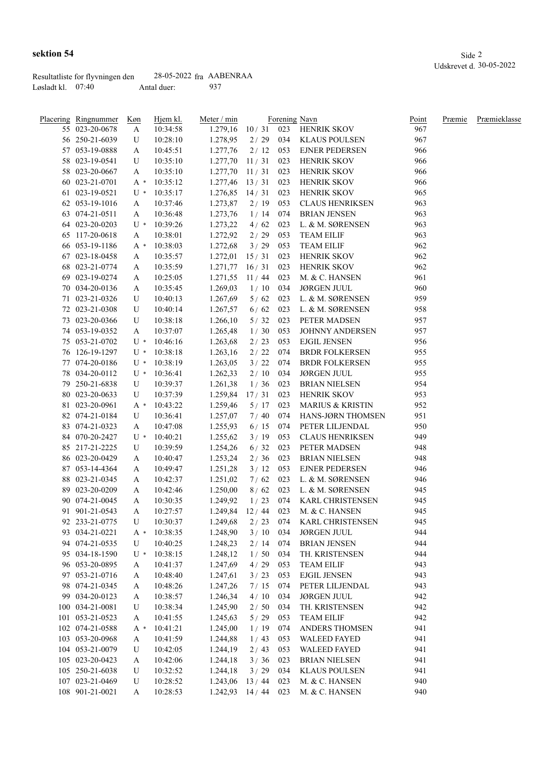**sektion 54**

Udskrevet d. 30-05-2022

Resultatliste for flyvningen den 28-05-2022 fra AABENRAA
Løsladt kl. 07:40 Antal duer: 937

| Placering | Ringnummer | Køn | Hjem kl. | Meter / min | | Forening | Navn | Point | Præmie | Præmieklasse |
|---|---|---|---|---|---|---|---|---|---|---|
| 55 | 023-20-0678 | A | 10:34:58 | 1.279,16 | 10 / 31 | 023 | HENRIK SKOV | 967 | | |
| 56 | 250-21-6039 | U | 10:28:10 | 1.278,95 | 2 / 29 | 034 | KLAUS POULSEN | 967 | | |
| 57 | 053-19-0888 | A | 10:45:51 | 1.277,76 | 2 / 12 | 053 | EJNER PEDERSEN | 966 | | |
| 58 | 023-19-0541 | U | 10:35:10 | 1.277,70 | 11 / 31 | 023 | HENRIK SKOV | 966 | | |
| 58 | 023-20-0667 | A | 10:35:10 | 1.277,70 | 11 / 31 | 023 | HENRIK SKOV | 966 | | |
| 60 | 023-21-0701 | A * | 10:35:12 | 1.277,46 | 13 / 31 | 023 | HENRIK SKOV | 966 | | |
| 61 | 023-19-0521 | U * | 10:35:17 | 1.276,85 | 14 / 31 | 023 | HENRIK SKOV | 965 | | |
| 62 | 053-19-1016 | A | 10:37:46 | 1.273,87 | 2 / 19 | 053 | CLAUS HENRIKSEN | 963 | | |
| 63 | 074-21-0511 | A | 10:36:48 | 1.273,76 | 1 / 14 | 074 | BRIAN JENSEN | 963 | | |
| 64 | 023-20-0203 | U * | 10:39:26 | 1.273,22 | 4 / 62 | 023 | L. & M. SØRENSEN | 963 | | |
| 65 | 117-20-0618 | A | 10:38:01 | 1.272,92 | 2 / 29 | 053 | TEAM EILIF | 963 | | |
| 66 | 053-19-1186 | A * | 10:38:03 | 1.272,68 | 3 / 29 | 053 | TEAM EILIF | 962 | | |
| 67 | 023-18-0458 | A | 10:35:57 | 1.272,01 | 15 / 31 | 023 | HENRIK SKOV | 962 | | |
| 68 | 023-21-0774 | A | 10:35:59 | 1.271,77 | 16 / 31 | 023 | HENRIK SKOV | 962 | | |
| 69 | 023-19-0274 | A | 10:25:05 | 1.271,55 | 11 / 44 | 023 | M. & C. HANSEN | 961 | | |
| 70 | 034-20-0136 | A | 10:35:45 | 1.269,03 | 1 / 10 | 034 | JØRGEN JUUL | 960 | | |
| 71 | 023-21-0326 | U | 10:40:13 | 1.267,69 | 5 / 62 | 023 | L. & M. SØRENSEN | 959 | | |
| 72 | 023-21-0308 | U | 10:40:14 | 1.267,57 | 6 / 62 | 023 | L. & M. SØRENSEN | 958 | | |
| 73 | 023-20-0366 | U | 10:38:18 | 1.266,10 | 5 / 32 | 023 | PETER MADSEN | 957 | | |
| 74 | 053-19-0352 | A | 10:37:07 | 1.265,48 | 1 / 30 | 053 | JOHNNY ANDERSEN | 957 | | |
| 75 | 053-21-0702 | U * | 10:46:16 | 1.263,68 | 2 / 23 | 053 | EJGIL JENSEN | 956 | | |
| 76 | 126-19-1297 | U * | 10:38:18 | 1.263,16 | 2 / 22 | 074 | BRDR FOLKERSEN | 955 | | |
| 77 | 074-20-0186 | U * | 10:38:19 | 1.263,05 | 3 / 22 | 074 | BRDR FOLKERSEN | 955 | | |
| 78 | 034-20-0112 | U * | 10:36:41 | 1.262,33 | 2 / 10 | 034 | JØRGEN JUUL | 955 | | |
| 79 | 250-21-6838 | U | 10:39:37 | 1.261,38 | 1 / 36 | 023 | BRIAN NIELSEN | 954 | | |
| 80 | 023-20-0633 | U | 10:37:39 | 1.259,84 | 17 / 31 | 023 | HENRIK SKOV | 953 | | |
| 81 | 023-20-0961 | A * | 10:43:22 | 1.259,46 | 5 / 17 | 023 | MARIUS & KRISTIN | 952 | | |
| 82 | 074-21-0184 | U | 10:36:41 | 1.257,07 | 7 / 40 | 074 | HANS-JØRN THOMSEN | 951 | | |
| 83 | 074-21-0323 | A | 10:47:08 | 1.255,93 | 6 / 15 | 074 | PETER LILJENDAL | 950 | | |
| 84 | 070-20-2427 | U * | 10:40:21 | 1.255,62 | 3 / 19 | 053 | CLAUS HENRIKSEN | 949 | | |
| 85 | 217-21-2225 | U | 10:39:59 | 1.254,26 | 6 / 32 | 023 | PETER MADSEN | 948 | | |
| 86 | 023-20-0429 | A | 10:40:47 | 1.253,24 | 2 / 36 | 023 | BRIAN NIELSEN | 948 | | |
| 87 | 053-14-4364 | A | 10:49:47 | 1.251,28 | 3 / 12 | 053 | EJNER PEDERSEN | 946 | | |
| 88 | 023-21-0345 | A | 10:42:37 | 1.251,02 | 7 / 62 | 023 | L. & M. SØRENSEN | 946 | | |
| 89 | 023-20-0209 | A | 10:42:46 | 1.250,00 | 8 / 62 | 023 | L. & M. SØRENSEN | 945 | | |
| 90 | 074-21-0045 | A | 10:30:35 | 1.249,92 | 1 / 23 | 074 | KARL CHRISTENSEN | 945 | | |
| 91 | 901-21-0543 | A | 10:27:57 | 1.249,84 | 12 / 44 | 023 | M. & C. HANSEN | 945 | | |
| 92 | 233-21-0775 | U | 10:30:37 | 1.249,68 | 2 / 23 | 074 | KARL CHRISTENSEN | 945 | | |
| 93 | 034-21-0221 | A * | 10:38:35 | 1.248,90 | 3 / 10 | 034 | JØRGEN JUUL | 944 | | |
| 94 | 074-21-0535 | U | 10:40:25 | 1.248,23 | 2 / 14 | 074 | BRIAN JENSEN | 944 | | |
| 95 | 034-18-1590 | U * | 10:38:15 | 1.248,12 | 1 / 50 | 034 | TH. KRISTENSEN | 944 | | |
| 96 | 053-20-0895 | A | 10:41:37 | 1.247,69 | 4 / 29 | 053 | TEAM EILIF | 943 | | |
| 97 | 053-21-0716 | A | 10:48:40 | 1.247,61 | 3 / 23 | 053 | EJGIL JENSEN | 943 | | |
| 98 | 074-21-0345 | A | 10:48:26 | 1.247,26 | 7 / 15 | 074 | PETER LILJENDAL | 943 | | |
| 99 | 034-20-0123 | A | 10:38:57 | 1.246,34 | 4 / 10 | 034 | JØRGEN JUUL | 942 | | |
| 100 | 034-21-0081 | U | 10:38:34 | 1.245,90 | 2 / 50 | 034 | TH. KRISTENSEN | 942 | | |
| 101 | 053-21-0523 | A | 10:41:55 | 1.245,63 | 5 / 29 | 053 | TEAM EILIF | 942 | | |
| 102 | 074-21-0588 | A * | 10:41:21 | 1.245,00 | 1 / 19 | 074 | ANDERS THOMSEN | 941 | | |
| 103 | 053-20-0968 | A | 10:41:59 | 1.244,88 | 1 / 43 | 053 | WALEED FAYED | 941 | | |
| 104 | 053-21-0079 | U | 10:42:05 | 1.244,19 | 2 / 43 | 053 | WALEED FAYED | 941 | | |
| 105 | 023-20-0423 | A | 10:42:06 | 1.244,18 | 3 / 36 | 023 | BRIAN NIELSEN | 941 | | |
| 105 | 250-21-6038 | U | 10:32:52 | 1.244,18 | 3 / 29 | 034 | KLAUS POULSEN | 941 | | |
| 107 | 023-21-0469 | U | 10:28:52 | 1.243,06 | 13 / 44 | 023 | M. & C. HANSEN | 940 | | |
| 108 | 901-21-0021 | A | 10:28:53 | 1.242,93 | 14 / 44 | 023 | M. & C. HANSEN | 940 | | |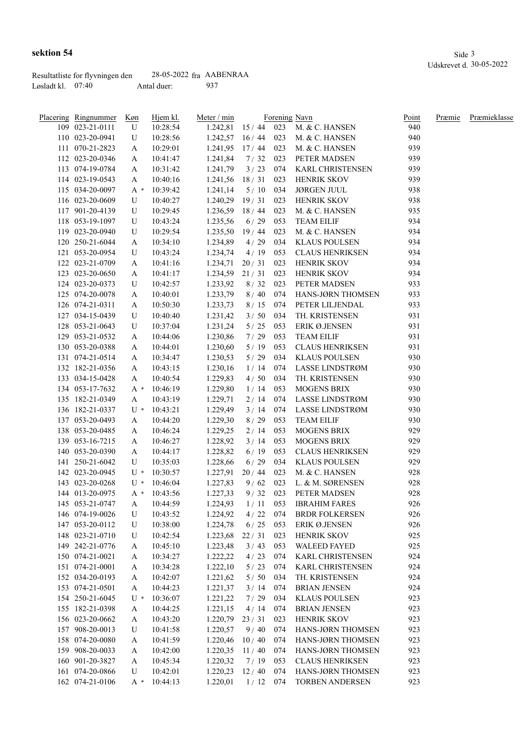**sektion 54**

Udskrevet d. 30-05-2022

Resultatliste for flyvningen den 28-05-2022 fra AABENRAA
Løsladt kl. 07:40 Antal duer: 937

| Placering | Ringnummer | Køn | Hjem kl. | Meter / min | | Forening | Navn | Point | Præmie | Præmieklasse |
|---|---|---|---|---|---|---|---|---|---|---|
| 109 | 023-21-0111 | U | 10:28:54 | 1.242,81 | 15 / 44 | 023 | M. & C. HANSEN | 940 | | |
| 110 | 023-20-0941 | U | 10:28:56 | 1.242,57 | 16 / 44 | 023 | M. & C. HANSEN | 940 | | |
| 111 | 070-21-2823 | A | 10:29:01 | 1.241,95 | 17 / 44 | 023 | M. & C. HANSEN | 939 | | |
| 112 | 023-20-0346 | A | 10:41:47 | 1.241,84 | 7 / 32 | 023 | PETER MADSEN | 939 | | |
| 113 | 074-19-0784 | A | 10:31:42 | 1.241,79 | 3 / 23 | 074 | KARL CHRISTENSEN | 939 | | |
| 114 | 023-19-0543 | A | 10:40:16 | 1.241,56 | 18 / 31 | 023 | HENRIK SKOV | 939 | | |
| 115 | 034-20-0097 | A * | 10:39:42 | 1.241,14 | 5 / 10 | 034 | JØRGEN JUUL | 938 | | |
| 116 | 023-20-0609 | U | 10:40:27 | 1.240,29 | 19 / 31 | 023 | HENRIK SKOV | 938 | | |
| 117 | 901-20-4139 | U | 10:29:45 | 1.236,59 | 18 / 44 | 023 | M. & C. HANSEN | 935 | | |
| 118 | 053-19-1097 | U | 10:43:24 | 1.235,56 | 6 / 29 | 053 | TEAM EILIF | 934 | | |
| 119 | 023-20-0940 | U | 10:29:54 | 1.235,50 | 19 / 44 | 023 | M. & C. HANSEN | 934 | | |
| 120 | 250-21-6044 | A | 10:34:10 | 1.234,89 | 4 / 29 | 034 | KLAUS POULSEN | 934 | | |
| 121 | 053-20-0954 | U | 10:43:24 | 1.234,74 | 4 / 19 | 053 | CLAUS HENRIKSEN | 934 | | |
| 122 | 023-21-0709 | A | 10:41:16 | 1.234,71 | 20 / 31 | 023 | HENRIK SKOV | 934 | | |
| 123 | 023-20-0650 | A | 10:41:17 | 1.234,59 | 21 / 31 | 023 | HENRIK SKOV | 934 | | |
| 124 | 023-20-0373 | U | 10:42:57 | 1.233,92 | 8 / 32 | 023 | PETER MADSEN | 933 | | |
| 125 | 074-20-0078 | A | 10:40:01 | 1.233,79 | 8 / 40 | 074 | HANS-JØRN THOMSEN | 933 | | |
| 126 | 074-21-0311 | A | 10:50:30 | 1.233,73 | 8 / 15 | 074 | PETER LILJENDAL | 933 | | |
| 127 | 034-15-0439 | U | 10:40:40 | 1.231,42 | 3 / 50 | 034 | TH. KRISTENSEN | 931 | | |
| 128 | 053-21-0643 | U | 10:37:04 | 1.231,24 | 5 / 25 | 053 | ERIK Ø.JENSEN | 931 | | |
| 129 | 053-21-0532 | A | 10:44:06 | 1.230,86 | 7 / 29 | 053 | TEAM EILIF | 931 | | |
| 130 | 053-20-0388 | A | 10:44:01 | 1.230,60 | 5 / 19 | 053 | CLAUS HENRIKSEN | 931 | | |
| 131 | 074-21-0514 | A | 10:34:47 | 1.230,53 | 5 / 29 | 034 | KLAUS POULSEN | 930 | | |
| 132 | 182-21-0356 | A | 10:43:15 | 1.230,16 | 1 / 14 | 074 | LASSE LINDSTRØM | 930 | | |
| 133 | 034-15-0428 | A | 10:40:54 | 1.229,83 | 4 / 50 | 034 | TH. KRISTENSEN | 930 | | |
| 134 | 053-17-7632 | A * | 10:46:19 | 1.229,80 | 1 / 14 | 053 | MOGENS BRIX | 930 | | |
| 135 | 182-21-0349 | A | 10:43:19 | 1.229,71 | 2 / 14 | 074 | LASSE LINDSTRØM | 930 | | |
| 136 | 182-21-0337 | U * | 10:43:21 | 1.229,49 | 3 / 14 | 074 | LASSE LINDSTRØM | 930 | | |
| 137 | 053-20-0493 | A | 10:44:20 | 1.229,30 | 8 / 29 | 053 | TEAM EILIF | 930 | | |
| 138 | 053-20-0485 | A | 10:46:24 | 1.229,25 | 2 / 14 | 053 | MOGENS BRIX | 929 | | |
| 139 | 053-16-7215 | A | 10:46:27 | 1.228,92 | 3 / 14 | 053 | MOGENS BRIX | 929 | | |
| 140 | 053-20-0390 | A | 10:44:17 | 1.228,82 | 6 / 19 | 053 | CLAUS HENRIKSEN | 929 | | |
| 141 | 250-21-6042 | U | 10:35:03 | 1.228,66 | 6 / 29 | 034 | KLAUS POULSEN | 929 | | |
| 142 | 023-20-0945 | U * | 10:30:57 | 1.227,91 | 20 / 44 | 023 | M. & C. HANSEN | 928 | | |
| 143 | 023-20-0268 | U * | 10:46:04 | 1.227,83 | 9 / 62 | 023 | L. & M. SØRENSEN | 928 | | |
| 144 | 013-20-0975 | A * | 10:43:56 | 1.227,33 | 9 / 32 | 023 | PETER MADSEN | 928 | | |
| 145 | 053-21-0747 | A | 10:44:59 | 1.224,93 | 1 / 11 | 053 | IBRAHIM FARES | 926 | | |
| 146 | 074-19-0026 | U | 10:43:52 | 1.224,92 | 4 / 22 | 074 | BRDR FOLKERSEN | 926 | | |
| 147 | 053-20-0112 | U | 10:38:00 | 1.224,78 | 6 / 25 | 053 | ERIK Ø.JENSEN | 926 | | |
| 148 | 023-21-0710 | U | 10:42:54 | 1.223,68 | 22 / 31 | 023 | HENRIK SKOV | 925 | | |
| 149 | 242-21-0776 | A | 10:45:10 | 1.223,48 | 3 / 43 | 053 | WALEED FAYED | 925 | | |
| 150 | 074-21-0021 | A | 10:34:27 | 1.222,22 | 4 / 23 | 074 | KARL CHRISTENSEN | 924 | | |
| 151 | 074-21-0001 | A | 10:34:28 | 1.222,10 | 5 / 23 | 074 | KARL CHRISTENSEN | 924 | | |
| 152 | 034-20-0193 | A | 10:42:07 | 1.221,62 | 5 / 50 | 034 | TH. KRISTENSEN | 924 | | |
| 153 | 074-21-0501 | A | 10:44:23 | 1.221,37 | 3 / 14 | 074 | BRIAN JENSEN | 924 | | |
| 154 | 250-21-6045 | U * | 10:36:07 | 1.221,22 | 7 / 29 | 034 | KLAUS POULSEN | 923 | | |
| 155 | 182-21-0398 | A | 10:44:25 | 1.221,15 | 4 / 14 | 074 | BRIAN JENSEN | 923 | | |
| 156 | 023-20-0662 | A | 10:43:20 | 1.220,79 | 23 / 31 | 023 | HENRIK SKOV | 923 | | |
| 157 | 908-20-0013 | U | 10:41:58 | 1.220,57 | 9 / 40 | 074 | HANS-JØRN THOMSEN | 923 | | |
| 158 | 074-20-0080 | A | 10:41:59 | 1.220,46 | 10 / 40 | 074 | HANS-JØRN THOMSEN | 923 | | |
| 159 | 908-20-0033 | A | 10:42:00 | 1.220,35 | 11 / 40 | 074 | HANS-JØRN THOMSEN | 923 | | |
| 160 | 901-20-3827 | A | 10:45:34 | 1.220,32 | 7 / 19 | 053 | CLAUS HENRIKSEN | 923 | | |
| 161 | 074-20-0866 | U | 10:42:01 | 1.220,23 | 12 / 40 | 074 | HANS-JØRN THOMSEN | 923 | | |
| 162 | 074-21-0106 | A * | 10:44:13 | 1.220,01 | 1 / 12 | 074 | TORBEN ANDERSEN | 923 | | |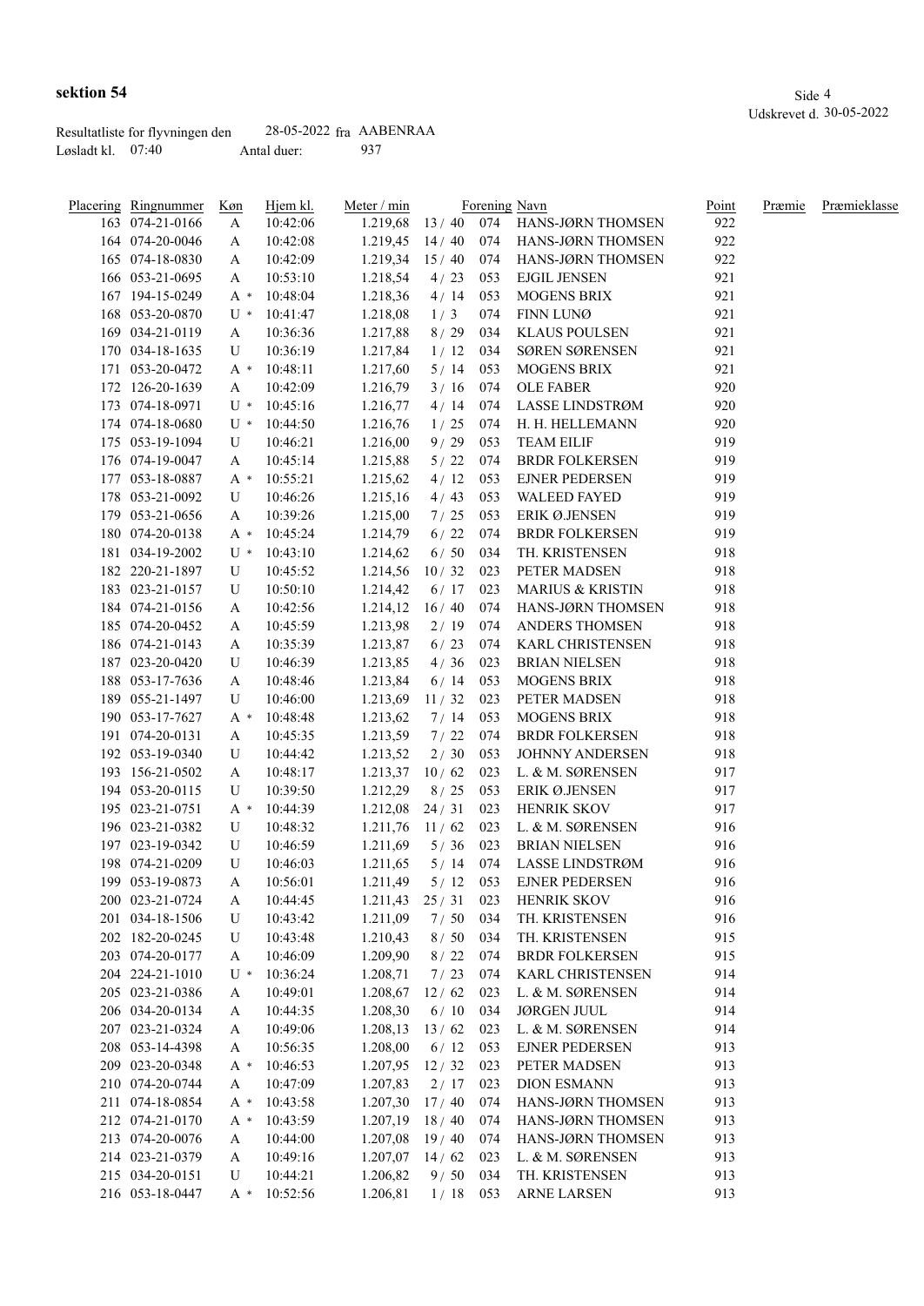**sektion 54**

Udskrevet d. 30-05-2022

Resultatliste for flyvningen den 28-05-2022 fra AABENRAA
Løsladt kl. 07:40 Antal duer: 937

| Placering | Ringnummer | Køn | Hjem kl. | Meter / min | | Forening | Navn | Point | Præmie | Præmieklasse |
|---|---|---|---|---|---|---|---|---|---|---|
| 163 | 074-21-0166 | A | 10:42:06 | 1.219,68 | 13 / 40 | 074 | HANS-JØRN THOMSEN | 922 | | |
| 164 | 074-20-0046 | A | 10:42:08 | 1.219,45 | 14 / 40 | 074 | HANS-JØRN THOMSEN | 922 | | |
| 165 | 074-18-0830 | A | 10:42:09 | 1.219,34 | 15 / 40 | 074 | HANS-JØRN THOMSEN | 922 | | |
| 166 | 053-21-0695 | A | 10:53:10 | 1.218,54 | 4 / 23 | 053 | EJGIL JENSEN | 921 | | |
| 167 | 194-15-0249 | A * | 10:48:04 | 1.218,36 | 4 / 14 | 053 | MOGENS BRIX | 921 | | |
| 168 | 053-20-0870 | U * | 10:41:47 | 1.218,08 | 1 / 3 | 074 | FINN LUNØ | 921 | | |
| 169 | 034-21-0119 | A | 10:36:36 | 1.217,88 | 8 / 29 | 034 | KLAUS POULSEN | 921 | | |
| 170 | 034-18-1635 | U | 10:36:19 | 1.217,84 | 1 / 12 | 034 | SØREN SØRENSEN | 921 | | |
| 171 | 053-20-0472 | A * | 10:48:11 | 1.217,60 | 5 / 14 | 053 | MOGENS BRIX | 921 | | |
| 172 | 126-20-1639 | A | 10:42:09 | 1.216,79 | 3 / 16 | 074 | OLE FABER | 920 | | |
| 173 | 074-18-0971 | U * | 10:45:16 | 1.216,77 | 4 / 14 | 074 | LASSE LINDSTRØM | 920 | | |
| 174 | 074-18-0680 | U * | 10:44:50 | 1.216,76 | 1 / 25 | 074 | H. H. HELLEMANN | 920 | | |
| 175 | 053-19-1094 | U | 10:46:21 | 1.216,00 | 9 / 29 | 053 | TEAM EILIF | 919 | | |
| 176 | 074-19-0047 | A | 10:45:14 | 1.215,88 | 5 / 22 | 074 | BRDR FOLKERSEN | 919 | | |
| 177 | 053-18-0887 | A * | 10:55:21 | 1.215,62 | 4 / 12 | 053 | EJNER PEDERSEN | 919 | | |
| 178 | 053-21-0092 | U | 10:46:26 | 1.215,16 | 4 / 43 | 053 | WALEED FAYED | 919 | | |
| 179 | 053-21-0656 | A | 10:39:26 | 1.215,00 | 7 / 25 | 053 | ERIK Ø.JENSEN | 919 | | |
| 180 | 074-20-0138 | A * | 10:45:24 | 1.214,79 | 6 / 22 | 074 | BRDR FOLKERSEN | 919 | | |
| 181 | 034-19-2002 | U * | 10:43:10 | 1.214,62 | 6 / 50 | 034 | TH. KRISTENSEN | 918 | | |
| 182 | 220-21-1897 | U | 10:45:52 | 1.214,56 | 10 / 32 | 023 | PETER MADSEN | 918 | | |
| 183 | 023-21-0157 | U | 10:50:10 | 1.214,42 | 6 / 17 | 023 | MARIUS & KRISTIN | 918 | | |
| 184 | 074-21-0156 | A | 10:42:56 | 1.214,12 | 16 / 40 | 074 | HANS-JØRN THOMSEN | 918 | | |
| 185 | 074-20-0452 | A | 10:45:59 | 1.213,98 | 2 / 19 | 074 | ANDERS THOMSEN | 918 | | |
| 186 | 074-21-0143 | A | 10:35:39 | 1.213,87 | 6 / 23 | 074 | KARL CHRISTENSEN | 918 | | |
| 187 | 023-20-0420 | U | 10:46:39 | 1.213,85 | 4 / 36 | 023 | BRIAN NIELSEN | 918 | | |
| 188 | 053-17-7636 | A | 10:48:46 | 1.213,84 | 6 / 14 | 053 | MOGENS BRIX | 918 | | |
| 189 | 055-21-1497 | U | 10:46:00 | 1.213,69 | 11 / 32 | 023 | PETER MADSEN | 918 | | |
| 190 | 053-17-7627 | A * | 10:48:48 | 1.213,62 | 7 / 14 | 053 | MOGENS BRIX | 918 | | |
| 191 | 074-20-0131 | A | 10:45:35 | 1.213,59 | 7 / 22 | 074 | BRDR FOLKERSEN | 918 | | |
| 192 | 053-19-0340 | U | 10:44:42 | 1.213,52 | 2 / 30 | 053 | JOHNNY ANDERSEN | 918 | | |
| 193 | 156-21-0502 | A | 10:48:17 | 1.213,37 | 10 / 62 | 023 | L. & M. SØRENSEN | 917 | | |
| 194 | 053-20-0115 | U | 10:39:50 | 1.212,29 | 8 / 25 | 053 | ERIK Ø.JENSEN | 917 | | |
| 195 | 023-21-0751 | A * | 10:44:39 | 1.212,08 | 24 / 31 | 023 | HENRIK SKOV | 917 | | |
| 196 | 023-21-0382 | U | 10:48:32 | 1.211,76 | 11 / 62 | 023 | L. & M. SØRENSEN | 916 | | |
| 197 | 023-19-0342 | U | 10:46:59 | 1.211,69 | 5 / 36 | 023 | BRIAN NIELSEN | 916 | | |
| 198 | 074-21-0209 | U | 10:46:03 | 1.211,65 | 5 / 14 | 074 | LASSE LINDSTRØM | 916 | | |
| 199 | 053-19-0873 | A | 10:56:01 | 1.211,49 | 5 / 12 | 053 | EJNER PEDERSEN | 916 | | |
| 200 | 023-21-0724 | A | 10:44:45 | 1.211,43 | 25 / 31 | 023 | HENRIK SKOV | 916 | | |
| 201 | 034-18-1506 | U | 10:43:42 | 1.211,09 | 7 / 50 | 034 | TH. KRISTENSEN | 916 | | |
| 202 | 182-20-0245 | U | 10:43:48 | 1.210,43 | 8 / 50 | 034 | TH. KRISTENSEN | 915 | | |
| 203 | 074-20-0177 | A | 10:46:09 | 1.209,90 | 8 / 22 | 074 | BRDR FOLKERSEN | 915 | | |
| 204 | 224-21-1010 | U * | 10:36:24 | 1.208,71 | 7 / 23 | 074 | KARL CHRISTENSEN | 914 | | |
| 205 | 023-21-0386 | A | 10:49:01 | 1.208,67 | 12 / 62 | 023 | L. & M. SØRENSEN | 914 | | |
| 206 | 034-20-0134 | A | 10:44:35 | 1.208,30 | 6 / 10 | 034 | JØRGEN JUUL | 914 | | |
| 207 | 023-21-0324 | A | 10:49:06 | 1.208,13 | 13 / 62 | 023 | L. & M. SØRENSEN | 914 | | |
| 208 | 053-14-4398 | A | 10:56:35 | 1.208,00 | 6 / 12 | 053 | EJNER PEDERSEN | 913 | | |
| 209 | 023-20-0348 | A * | 10:46:53 | 1.207,95 | 12 / 32 | 023 | PETER MADSEN | 913 | | |
| 210 | 074-20-0744 | A | 10:47:09 | 1.207,83 | 2 / 17 | 023 | DION ESMANN | 913 | | |
| 211 | 074-18-0854 | A * | 10:43:58 | 1.207,30 | 17 / 40 | 074 | HANS-JØRN THOMSEN | 913 | | |
| 212 | 074-21-0170 | A * | 10:43:59 | 1.207,19 | 18 / 40 | 074 | HANS-JØRN THOMSEN | 913 | | |
| 213 | 074-20-0076 | A | 10:44:00 | 1.207,08 | 19 / 40 | 074 | HANS-JØRN THOMSEN | 913 | | |
| 214 | 023-21-0379 | A | 10:49:16 | 1.207,07 | 14 / 62 | 023 | L. & M. SØRENSEN | 913 | | |
| 215 | 034-20-0151 | U | 10:44:21 | 1.206,82 | 9 / 50 | 034 | TH. KRISTENSEN | 913 | | |
| 216 | 053-18-0447 | A * | 10:52:56 | 1.206,81 | 1 / 18 | 053 | ARNE LARSEN | 913 | | |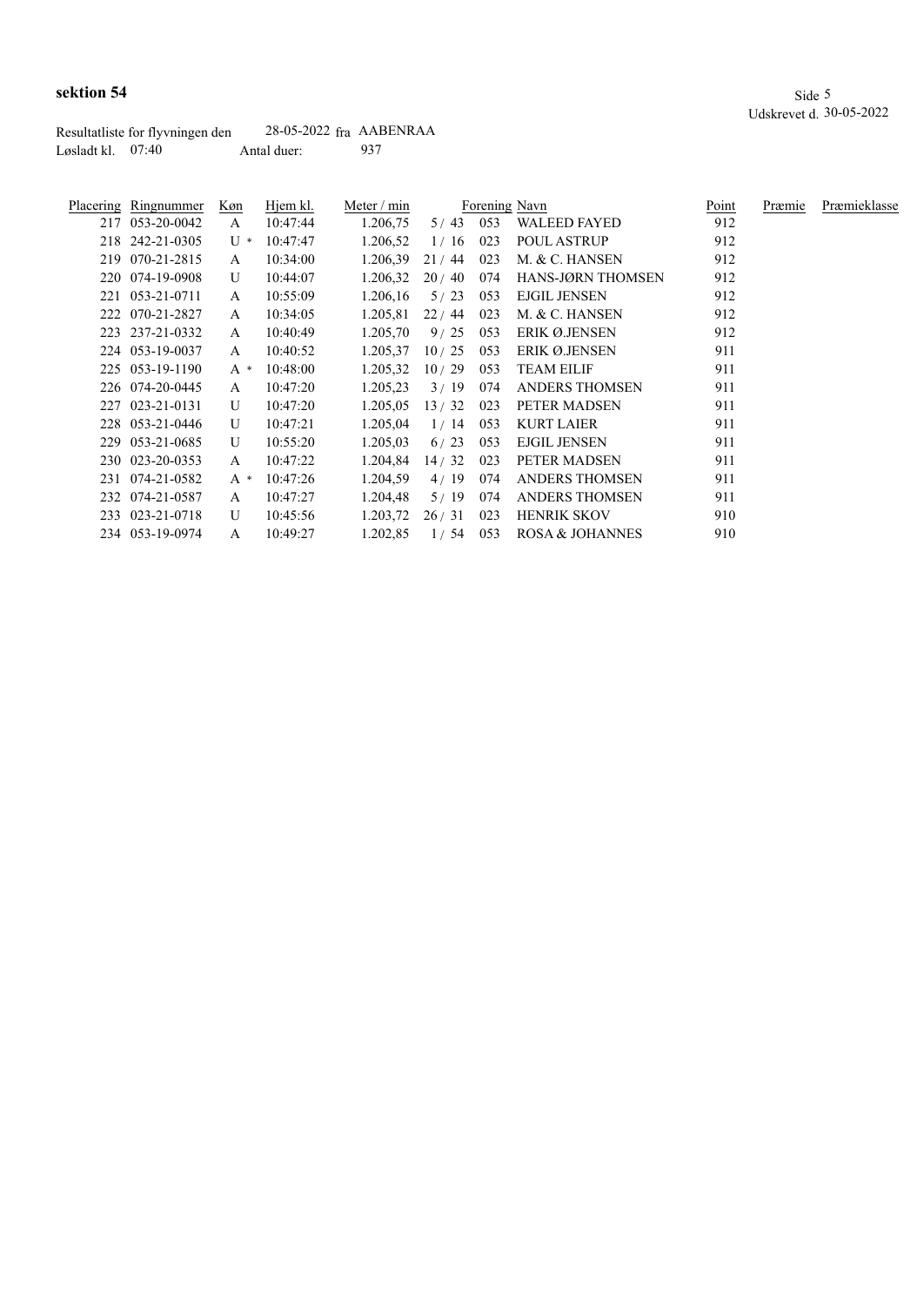**sektion 54**

Resultatliste for flyvningen den 28-05-2022 fra AABENRAA
Løsladt kl. 07:40 Antal duer: 937

Udskrevet d. 30-05-2022

| Placering | Ringnummer | Køn | Hjem kl. | Meter / min | | Forening | Navn | Point | Præmie | Præmieklasse |
|---|---|---|---|---|---|---|---|---|---|---|
| 217 | 053-20-0042 | A | 10:47:44 | 1.206,75 | 5 / 43 | 053 | WALEED FAYED | 912 | | |
| 218 | 242-21-0305 | U * | 10:47:47 | 1.206,52 | 1 / 16 | 023 | POUL ASTRUP | 912 | | |
| 219 | 070-21-2815 | A | 10:34:00 | 1.206,39 | 21 / 44 | 023 | M. & C. HANSEN | 912 | | |
| 220 | 074-19-0908 | U | 10:44:07 | 1.206,32 | 20 / 40 | 074 | HANS-JØRN THOMSEN | 912 | | |
| 221 | 053-21-0711 | A | 10:55:09 | 1.206,16 | 5 / 23 | 053 | EJGIL JENSEN | 912 | | |
| 222 | 070-21-2827 | A | 10:34:05 | 1.205,81 | 22 / 44 | 023 | M. & C. HANSEN | 912 | | |
| 223 | 237-21-0332 | A | 10:40:49 | 1.205,70 | 9 / 25 | 053 | ERIK Ø.JENSEN | 912 | | |
| 224 | 053-19-0037 | A | 10:40:52 | 1.205,37 | 10 / 25 | 053 | ERIK Ø.JENSEN | 911 | | |
| 225 | 053-19-1190 | A * | 10:48:00 | 1.205,32 | 10 / 29 | 053 | TEAM EILIF | 911 | | |
| 226 | 074-20-0445 | A | 10:47:20 | 1.205,23 | 3 / 19 | 074 | ANDERS THOMSEN | 911 | | |
| 227 | 023-21-0131 | U | 10:47:20 | 1.205,05 | 13 / 32 | 023 | PETER MADSEN | 911 | | |
| 228 | 053-21-0446 | U | 10:47:21 | 1.205,04 | 1 / 14 | 053 | KURT LAIER | 911 | | |
| 229 | 053-21-0685 | U | 10:55:20 | 1.205,03 | 6 / 23 | 053 | EJGIL JENSEN | 911 | | |
| 230 | 023-20-0353 | A | 10:47:22 | 1.204,84 | 14 / 32 | 023 | PETER MADSEN | 911 | | |
| 231 | 074-21-0582 | A * | 10:47:26 | 1.204,59 | 4 / 19 | 074 | ANDERS THOMSEN | 911 | | |
| 232 | 074-21-0587 | A | 10:47:27 | 1.204,48 | 5 / 19 | 074 | ANDERS THOMSEN | 911 | | |
| 233 | 023-21-0718 | U | 10:45:56 | 1.203,72 | 26 / 31 | 023 | HENRIK SKOV | 910 | | |
| 234 | 053-19-0974 | A | 10:49:27 | 1.202,85 | 1 / 54 | 053 | ROSA & JOHANNES | 910 | | |